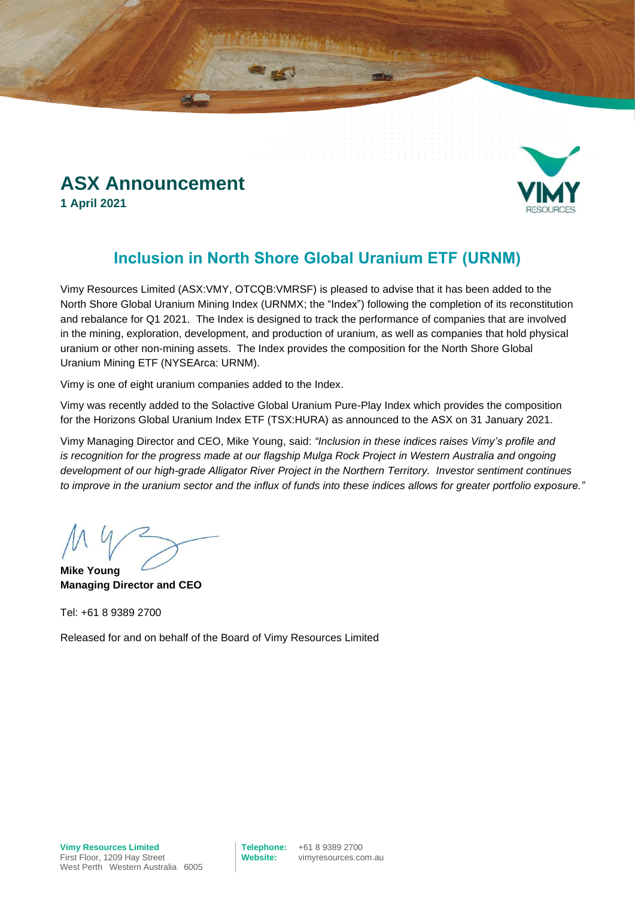# ASX Announcement

**1 April 2021**

## Inclusion in North Shore Global Uranium ETF (URNM)

Vimy Resources Limited (ASX:VMY, OTCQB:VMRSF) is pleased to advise that it has been added to the North Shore Global Uranium Mining Index (URNMX; the "Index") following the completion of its reconstitution and rebalance for Q1 2021. The Index is designed to track the performance of companies that are involved in the mining, exploration, development, and production of uranium, as well as companies that hold physical uranium or other non-mining assets. The Index provides the composition for the North Shore Global Uranium Mining ETF (NYSEArca: URNM).

Vimy is one of eight uranium companies added to the Index.

Vimy was recently added to the Solactive Global Uranium Pure-Play Index which provides the composition for the Horizons Global Uranium Index ETF (TSX:HURA) as announced to the ASX on 31 January 2021.

Vimy Managing Director and CEO, Mike Young, said: *"Inclusion in these indices raises Vimy's profile and is recognition for the progress made at our flagship Mulga Rock Project in Western Australia and ongoing development of our high-grade Alligator River Project in the Northern Territory. Investor sentiment continues to improve in the uranium sector and the influx of funds into these indices allows for greater portfolio exposure."*

**Mike Young**
**Managing Director and CEO**

Tel: +61 8 9389 2700

Released for and on behalf of the Board of Vimy Resources Limited

**Vimy Resources Limited**
First Floor, 1209 Hay Street
West Perth Western Australia 6005

**Telephone:** +61 8 9389 2700
**Website:** vimyresources.com.au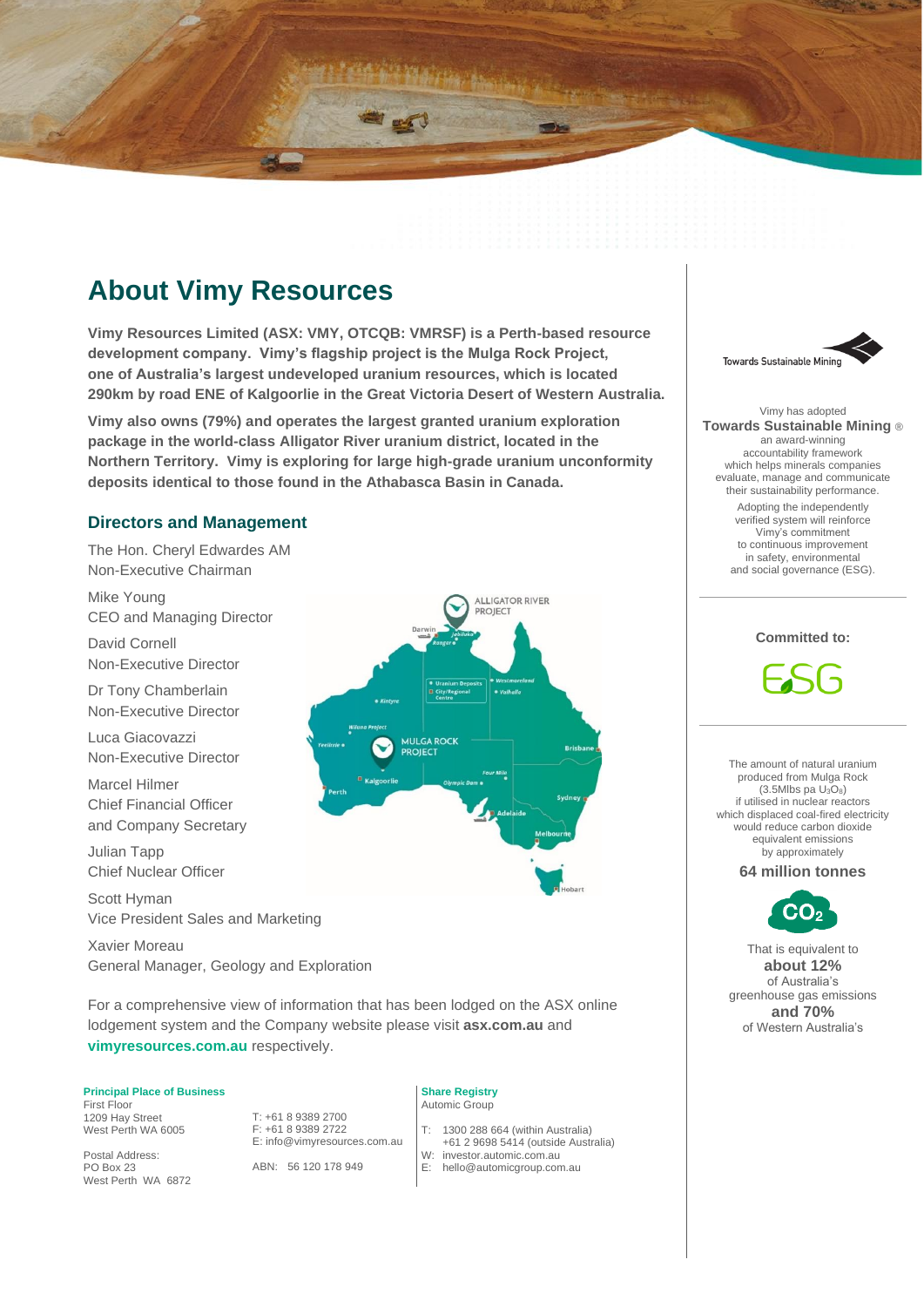# About Vimy Resources

**Vimy Resources Limited (ASX: VMY, OTCQB: VMRSF) is a Perth-based resource development company. Vimy's flagship project is the Mulga Rock Project, one of Australia's largest undeveloped uranium resources, which is located 290km by road ENE of Kalgoorlie in the Great Victoria Desert of Western Australia.**

**Vimy also owns (79%) and operates the largest granted uranium exploration package in the world-class Alligator River uranium district, located in the Northern Territory. Vimy is exploring for large high-grade uranium unconformity deposits identical to those found in the Athabasca Basin in Canada.**

## Directors and Management

The Hon. Cheryl Edwardes AM
Non-Executive Chairman

Mike Young
CEO and Managing Director

David Cornell
Non-Executive Director

Dr Tony Chamberlain
Non-Executive Director

Luca Giacovazzi
Non-Executive Director

Marcel Hilmer
Chief Financial Officer
and Company Secretary

Julian Tapp
Chief Nuclear Officer

Scott Hyman
Vice President Sales and Marketing

Xavier Moreau
General Manager, Geology and Exploration

ALLIGATOR RIVER PROJECT

MULGA ROCK PROJECT

Darwin
Jabiluka
Ranger
Uranium Deposits
City/Regional Centre
Westmoreland
Valhalla
Kintyre
Wiluna Project
Yeelirrie
Brisbane
Kalgoorlie
Four Mile
Olympic Dam
Perth
Sydney
Adelaide
Melbourne
Hobart

For a comprehensive view of information that has been lodged on the ASX online lodgement system and the Company website please visit **asx.com.au** and **vimyresources.com.au** respectively.

**Principal Place of Business**
First Floor
1209 Hay Street
West Perth WA 6005

Postal Address:
PO Box 23
West Perth WA 6872

T: +61 8 9389 2700
F: +61 8 9389 2722
E: info@vimyresources.com.au

ABN: 56 120 178 949

**Share Registry**
Automic Group

T: 1300 288 664 (within Australia)
+61 2 9698 5414 (outside Australia)
W: investor.automic.com.au
E: hello@automicgroup.com.au

Towards Sustainable Mining

Vimy has adopted
**Towards Sustainable Mining** ®
an award-winning accountability framework which helps minerals companies evaluate, manage and communicate their sustainability performance.

Adopting the independently verified system will reinforce Vimy's commitment to continuous improvement in safety, environmental and social governance (ESG).

**Committed to:**

ESG

The amount of natural uranium produced from Mulga Rock (3.5Mlbs pa $U_3O_8$) if utilised in nuclear reactors which displaced coal-fired electricity would reduce carbon dioxide equivalent emissions by approximately

**64 million tonnes**

$CO_2$

That is equivalent to
**about 12%**
of Australia's greenhouse gas emissions
**and 70%**
of Western Australia's